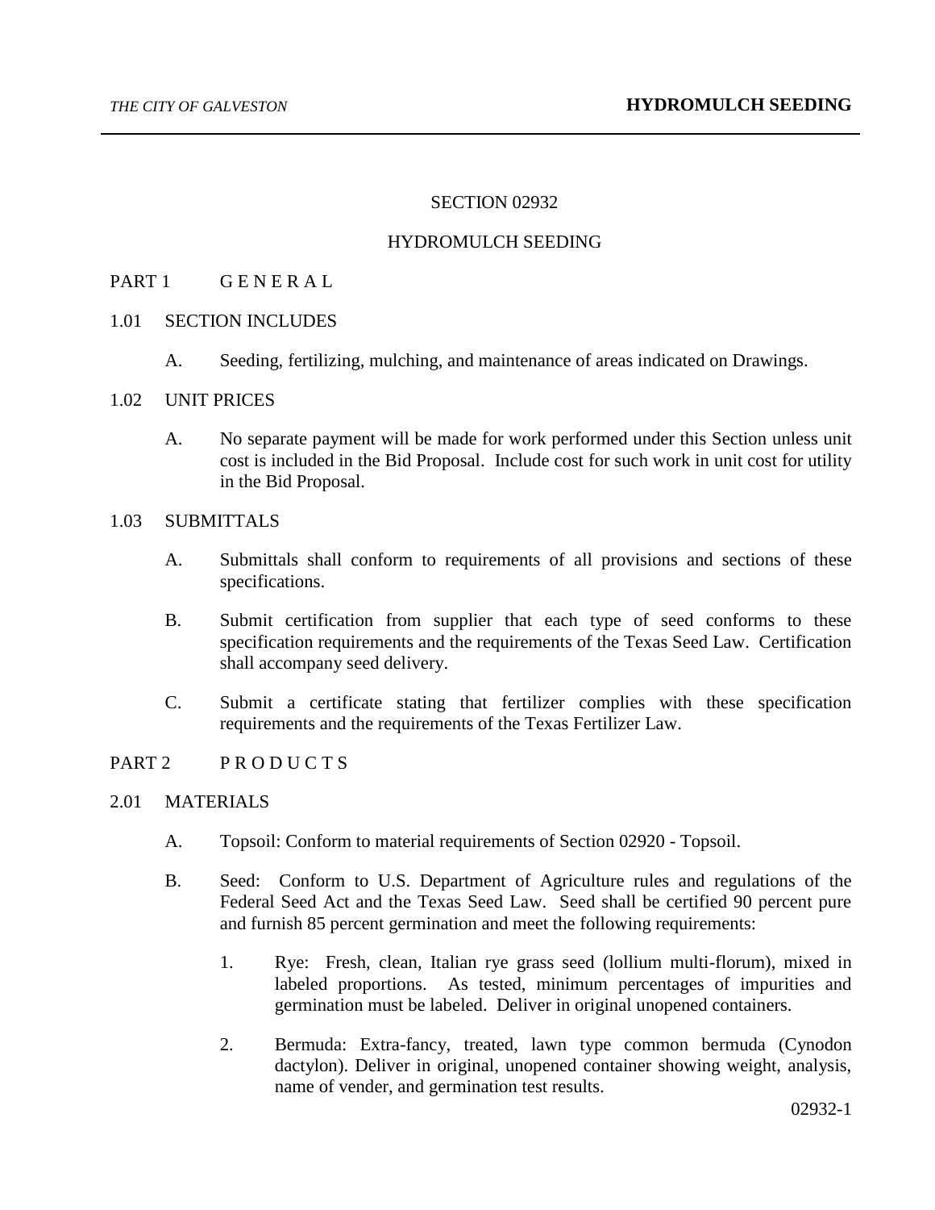# SECTION 02932

# HYDROMULCH SEEDING

## PART 1 G E N E R A L

### 1.01 SECTION INCLUDES

A. Seeding, fertilizing, mulching, and maintenance of areas indicated on Drawings.

### 1.02 UNIT PRICES

A. No separate payment will be made for work performed under this Section unless unit cost is included in the Bid Proposal. Include cost for such work in unit cost for utility in the Bid Proposal.

### 1.03 SUBMITTALS

A. Submittals shall conform to requirements of all provisions and sections of these specifications.

B. Submit certification from supplier that each type of seed conforms to these specification requirements and the requirements of the Texas Seed Law. Certification shall accompany seed delivery.

C. Submit a certificate stating that fertilizer complies with these specification requirements and the requirements of the Texas Fertilizer Law.

## PART 2 P R O D U C T S

### 2.01 MATERIALS

A. Topsoil: Conform to material requirements of Section 02920 - Topsoil.

B. Seed: Conform to U.S. Department of Agriculture rules and regulations of the Federal Seed Act and the Texas Seed Law. Seed shall be certified 90 percent pure and furnish 85 percent germination and meet the following requirements:

1. Rye: Fresh, clean, Italian rye grass seed (lollium multi-florum), mixed in labeled proportions. As tested, minimum percentages of impurities and germination must be labeled. Deliver in original unopened containers.

2. Bermuda: Extra-fancy, treated, lawn type common bermuda (Cynodon dactylon). Deliver in original, unopened container showing weight, analysis, name of vender, and germination test results.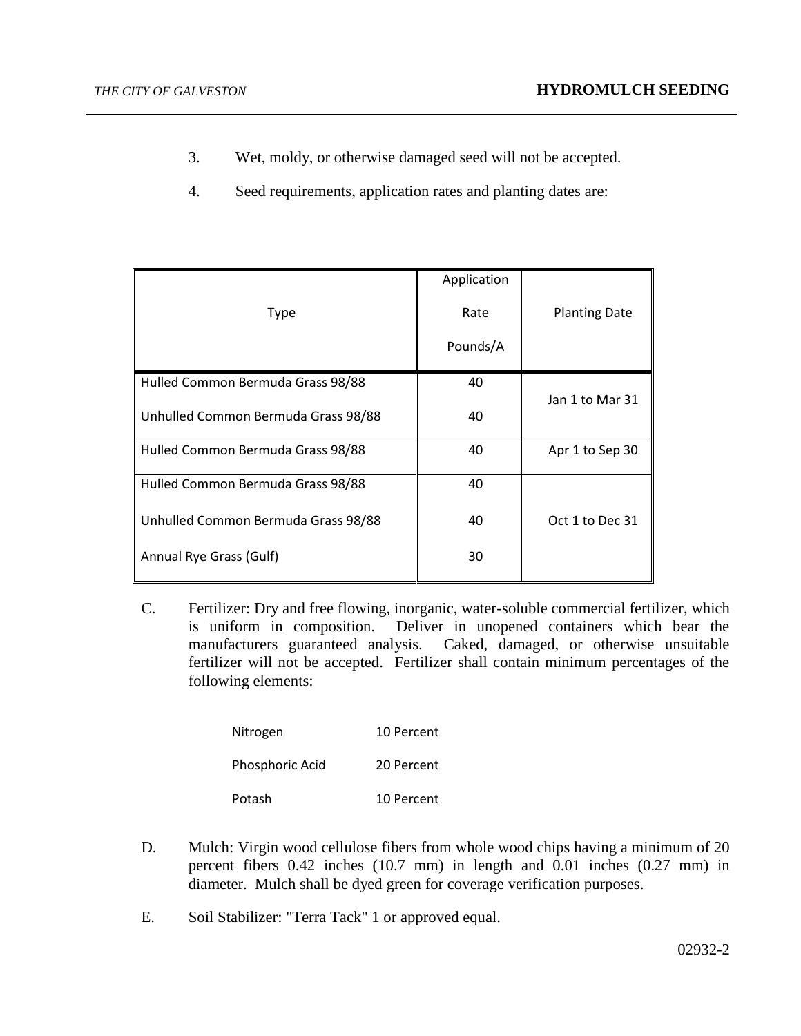3. Wet, moldy, or otherwise damaged seed will not be accepted.

4. Seed requirements, application rates and planting dates are:

| Type | Application Rate Pounds/A | Planting Date |
|---|---|---|
| Hulled Common Bermuda Grass 98/88 | 40 | Jan 1 to Mar 31 |
| Unhulled Common Bermuda Grass 98/88 | 40 | |
| Hulled Common Bermuda Grass 98/88 | 40 | Apr 1 to Sep 30 |
| Hulled Common Bermuda Grass 98/88 | 40 | Oct 1 to Dec 31 |
| Unhulled Common Bermuda Grass 98/88 | 40 | |
| Annual Rye Grass (Gulf) | 30 | |

C. Fertilizer: Dry and free flowing, inorganic, water-soluble commercial fertilizer, which is uniform in composition. Deliver in unopened containers which bear the manufacturers guaranteed analysis. Caked, damaged, or otherwise unsuitable fertilizer will not be accepted. Fertilizer shall contain minimum percentages of the following elements:

| | |
|---|---|
| Nitrogen | 10 Percent |
| Phosphoric Acid | 20 Percent |
| Potash | 10 Percent |

D. Mulch: Virgin wood cellulose fibers from whole wood chips having a minimum of 20 percent fibers 0.42 inches (10.7 mm) in length and 0.01 inches (0.27 mm) in diameter. Mulch shall be dyed green for coverage verification purposes.

E. Soil Stabilizer: "Terra Tack" 1 or approved equal.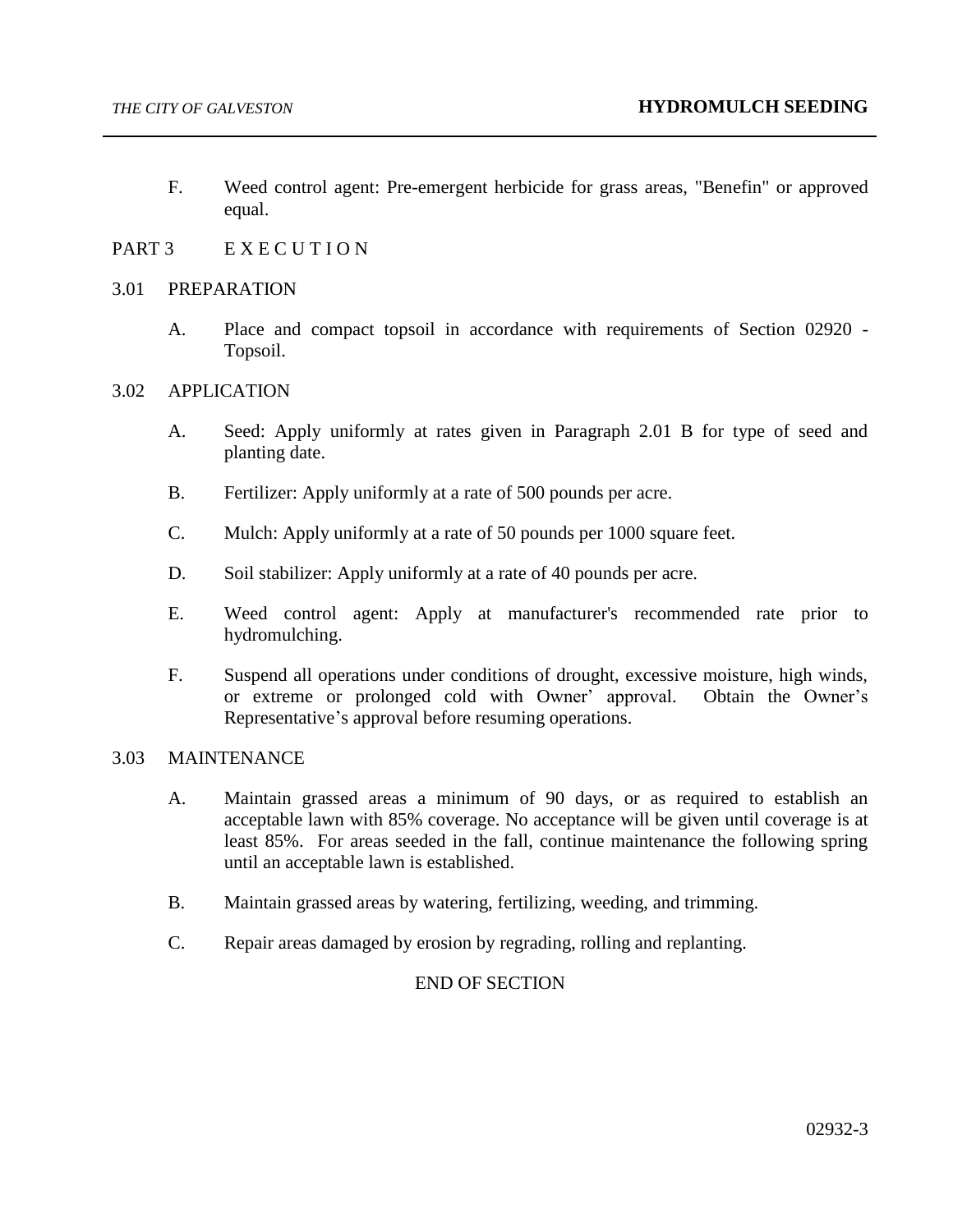F. Weed control agent: Pre-emergent herbicide for grass areas, "Benefin" or approved equal.

## PART 3 E X E C U T I O N

### 3.01 PREPARATION

A. Place and compact topsoil in accordance with requirements of Section 02920 - Topsoil.

### 3.02 APPLICATION

A. Seed: Apply uniformly at rates given in Paragraph 2.01 B for type of seed and planting date.

B. Fertilizer: Apply uniformly at a rate of 500 pounds per acre.

C. Mulch: Apply uniformly at a rate of 50 pounds per 1000 square feet.

D. Soil stabilizer: Apply uniformly at a rate of 40 pounds per acre.

E. Weed control agent: Apply at manufacturer's recommended rate prior to hydromulching.

F. Suspend all operations under conditions of drought, excessive moisture, high winds, or extreme or prolonged cold with Owner' approval. Obtain the Owner's Representative's approval before resuming operations.

### 3.03 MAINTENANCE

A. Maintain grassed areas a minimum of 90 days, or as required to establish an acceptable lawn with 85% coverage. No acceptance will be given until coverage is at least 85%. For areas seeded in the fall, continue maintenance the following spring until an acceptable lawn is established.

B. Maintain grassed areas by watering, fertilizing, weeding, and trimming.

C. Repair areas damaged by erosion by regrading, rolling and replanting.

END OF SECTION